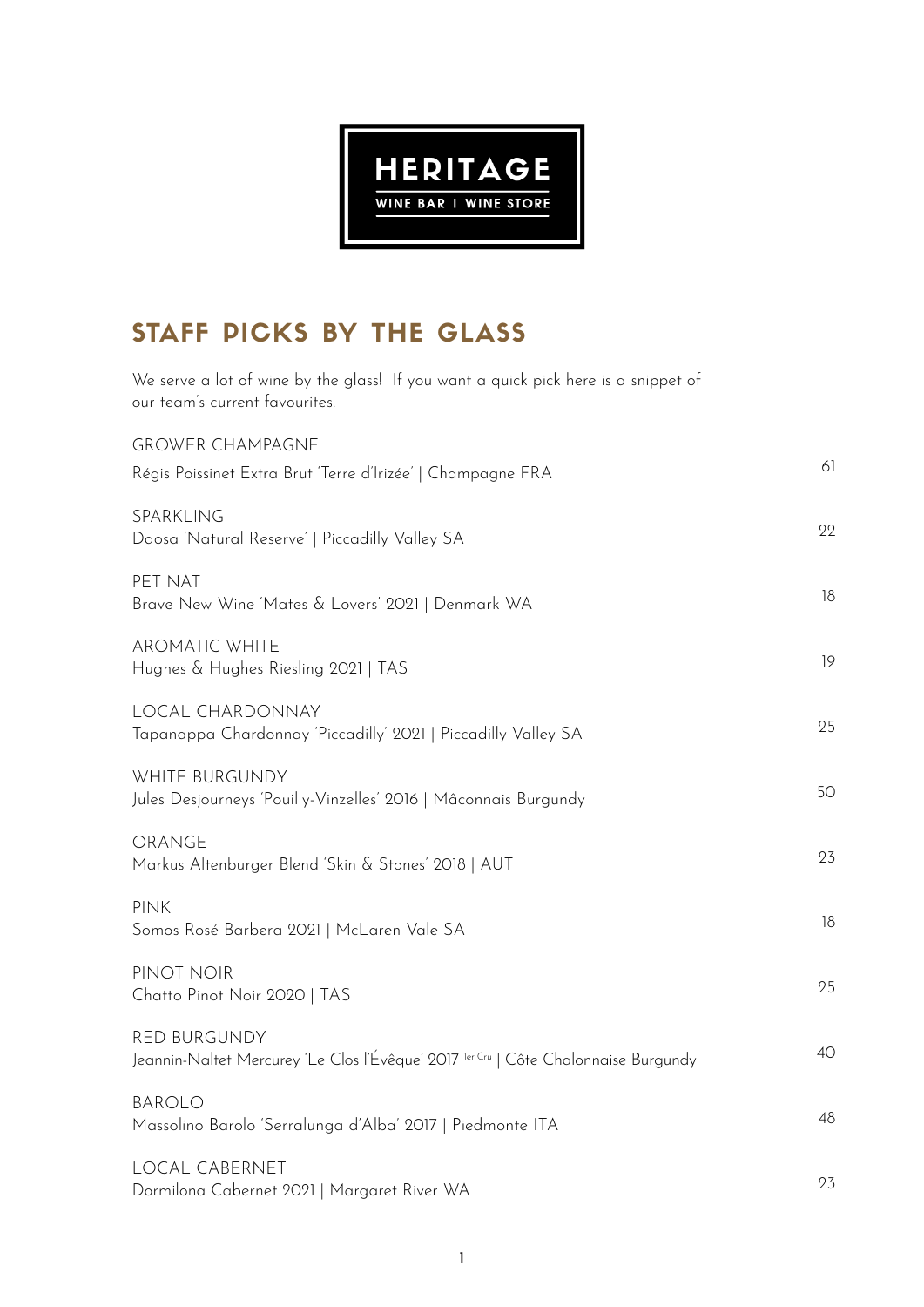# HERITAGE

WINE BAR | WINE STORE

## STAFF PICKS BY THE GLASS

We serve a lot of wine by the glass! If you want a quick pick here is a snippet of our team's current favourites.

GROWER CHAMPAGNE
Régis Poissinet Extra Brut 'Terre d'Irizée' | Champagne FRA — 61

SPARKLING
Daosa 'Natural Reserve' | Piccadilly Valley SA — 22

PET NAT
Brave New Wine 'Mates & Lovers' 2021 | Denmark WA — 18

AROMATIC WHITE
Hughes & Hughes Riesling 2021 | TAS — 19

LOCAL CHARDONNAY
Tapanappa Chardonnay 'Piccadilly' 2021 | Piccadilly Valley SA — 25

WHITE BURGUNDY
Jules Desjourneys 'Pouilly-Vinzelles' 2016 | Mâconnais Burgundy — 50

ORANGE
Markus Altenburger Blend 'Skin & Stones' 2018 | AUT — 23

PINK
Somos Rosé Barbera 2021 | McLaren Vale SA — 18

PINOT NOIR
Chatto Pinot Noir 2020 | TAS — 25

RED BURGUNDY
Jeannin-Naltet Mercurey 'Le Clos l'Évêque' 2017 1er Cru | Côte Chalonnaise Burgundy — 40

BAROLO
Massolino Barolo 'Serralunga d'Alba' 2017 | Piedmonte ITA — 48

LOCAL CABERNET
Dormilona Cabernet 2021 | Margaret River WA — 23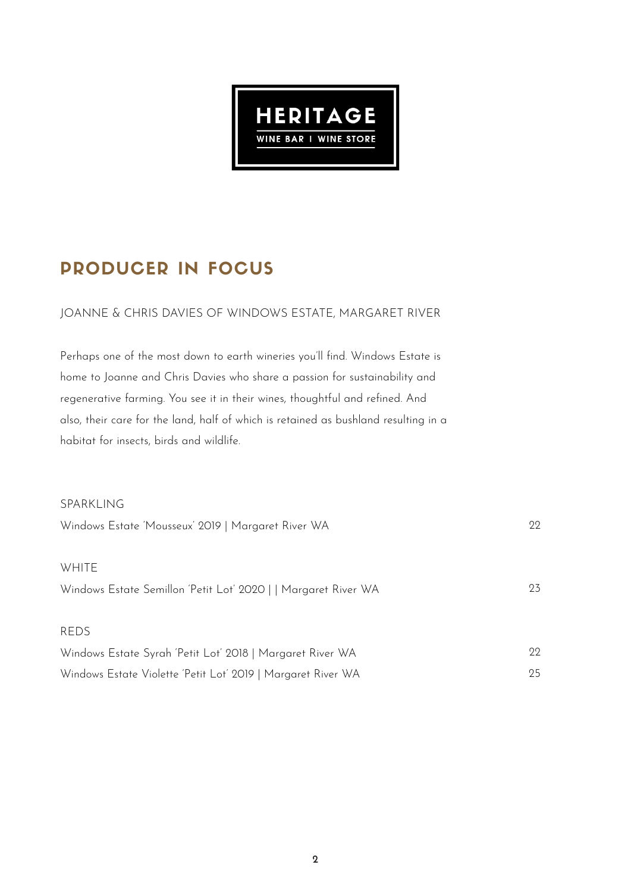HERITAGE

WINE BAR | WINE STORE

## PRODUCER IN FOCUS

JOANNE & CHRIS DAVIES OF WINDOWS ESTATE, MARGARET RIVER

Perhaps one of the most down to earth wineries you'll find. Windows Estate is home to Joanne and Chris Davies who share a passion for sustainability and regenerative farming. You see it in their wines, thoughtful and refined. And also, their care for the land, half of which is retained as bushland resulting in a habitat for insects, birds and wildlife.

SPARKLING

| | |
|---|---|
| Windows Estate 'Mousseux' 2019 \| Margaret River WA | 22 |

WHITE

| | |
|---|---|
| Windows Estate Semillon 'Petit Lot' 2020 \| \| Margaret River WA | 23 |

REDS

| | |
|---|---|
| Windows Estate Syrah 'Petit Lot' 2018 \| Margaret River WA | 22 |
| Windows Estate Violette 'Petit Lot' 2019 \| Margaret River WA | 25 |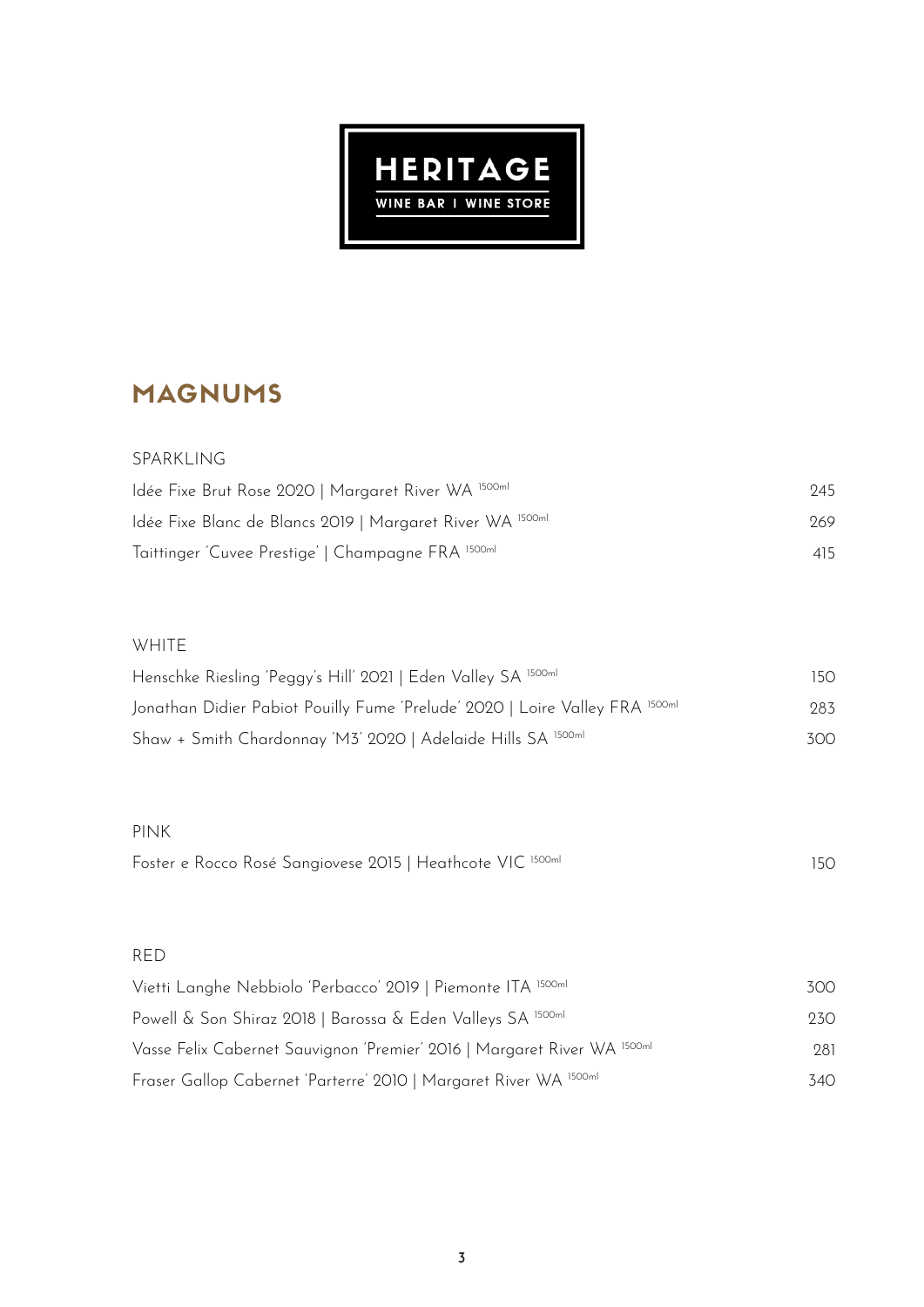# HERITAGE

WINE BAR | WINE STORE

## MAGNUMS

### SPARKLING

| | |
|---|---|
| Idée Fixe Brut Rose 2020 \| Margaret River WA 1500ml | 245 |
| Idée Fixe Blanc de Blancs 2019 \| Margaret River WA 1500ml | 269 |
| Taittinger 'Cuvee Prestige' \| Champagne FRA 1500ml | 415 |

### WHITE

| | |
|---|---|
| Henschke Riesling 'Peggy's Hill' 2021 \| Eden Valley SA 1500ml | 150 |
| Jonathan Didier Pabiot Pouilly Fume 'Prelude' 2020 \| Loire Valley FRA 1500ml | 283 |
| Shaw + Smith Chardonnay 'M3' 2020 \| Adelaide Hills SA 1500ml | 300 |

### PINK

| | |
|---|---|
| Foster e Rocco Rosé Sangiovese 2015 \| Heathcote VIC 1500ml | 150 |

### RED

| | |
|---|---|
| Vietti Langhe Nebbiolo 'Perbacco' 2019 \| Piemonte ITA 1500ml | 300 |
| Powell & Son Shiraz 2018 \| Barossa & Eden Valleys SA 1500ml | 230 |
| Vasse Felix Cabernet Sauvignon 'Premier' 2016 \| Margaret River WA 1500ml | 281 |
| Fraser Gallop Cabernet 'Parterre' 2010 \| Margaret River WA 1500ml | 340 |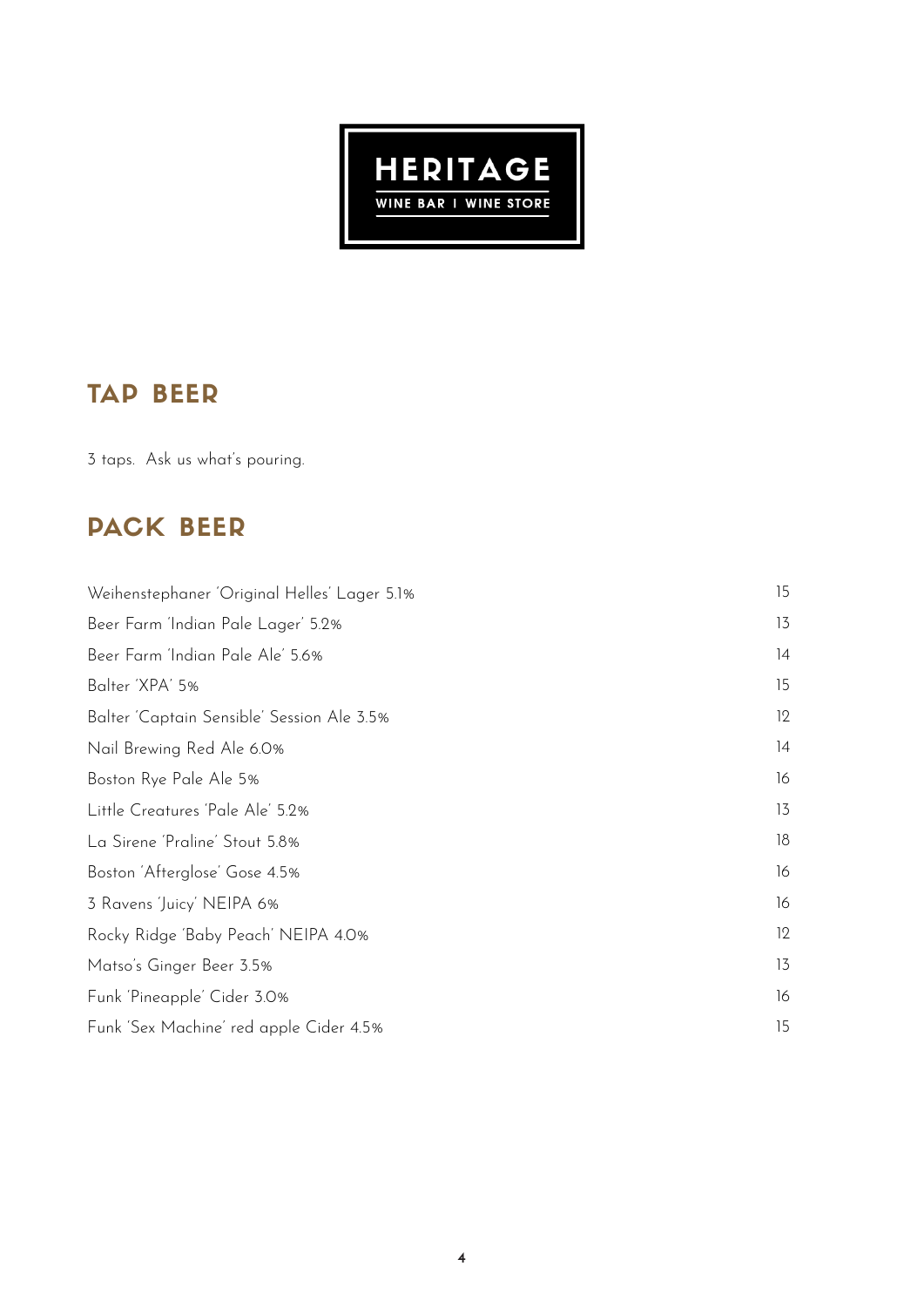# HERITAGE

WINE BAR | WINE STORE

## TAP BEER

3 taps. Ask us what's pouring.

## PACK BEER

| | |
|---|---|
| Weihenstephaner 'Original Helles' Lager 5.1% | 15 |
| Beer Farm 'Indian Pale Lager' 5.2% | 13 |
| Beer Farm 'Indian Pale Ale' 5.6% | 14 |
| Balter 'XPA' 5% | 15 |
| Balter 'Captain Sensible' Session Ale 3.5% | 12 |
| Nail Brewing Red Ale 6.0% | 14 |
| Boston Rye Pale Ale 5% | 16 |
| Little Creatures 'Pale Ale' 5.2% | 13 |
| La Sirene 'Praline' Stout 5.8% | 18 |
| Boston 'Afterglose' Gose 4.5% | 16 |
| 3 Ravens 'Juicy' NEIPA 6% | 16 |
| Rocky Ridge 'Baby Peach' NEIPA 4.0% | 12 |
| Matso's Ginger Beer 3.5% | 13 |
| Funk 'Pineapple' Cider 3.0% | 16 |
| Funk 'Sex Machine' red apple Cider 4.5% | 15 |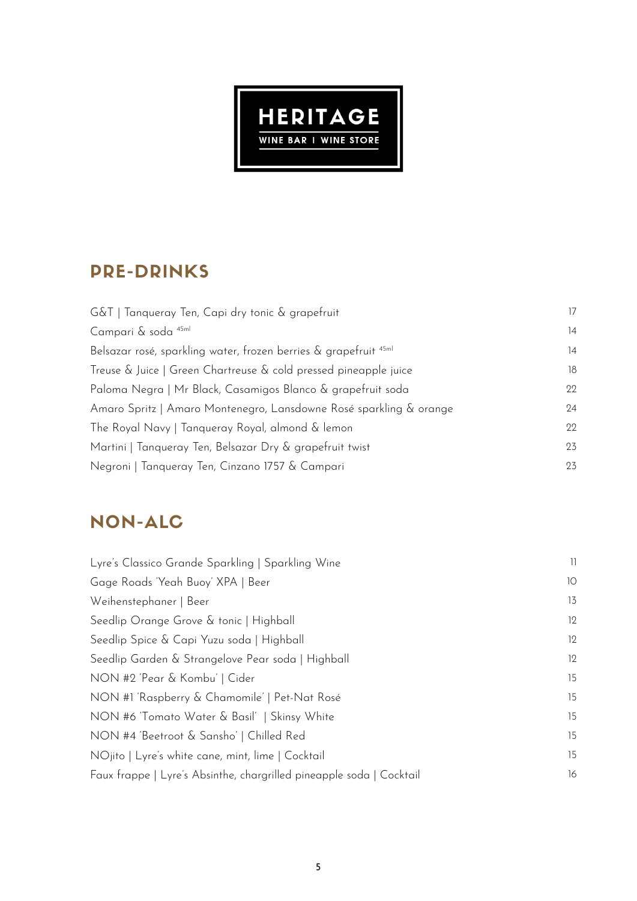# HERITAGE

WINE BAR | WINE STORE

## PRE-DRINKS

| Item | Price |
|---|---|
| G&T \| Tanqueray Ten, Capi dry tonic & grapefruit | 17 |
| Campari & soda 45ml | 14 |
| Belsazar rosé, sparkling water, frozen berries & grapefruit 45ml | 14 |
| Treuse & Juice \| Green Chartreuse & cold pressed pineapple juice | 18 |
| Paloma Negra \| Mr Black, Casamigos Blanco & grapefruit soda | 22 |
| Amaro Spritz \| Amaro Montenegro, Lansdowne Rosé sparkling & orange | 24 |
| The Royal Navy \| Tanqueray Royal, almond & lemon | 22 |
| Martini \| Tanqueray Ten, Belsazar Dry & grapefruit twist | 23 |
| Negroni \| Tanqueray Ten, Cinzano 1757 & Campari | 23 |

## NON-ALC

| Item | Price |
|---|---|
| Lyre's Classico Grande Sparkling \| Sparkling Wine | 11 |
| Gage Roads 'Yeah Buoy' XPA \| Beer | 10 |
| Weihenstephaner \| Beer | 13 |
| Seedlip Orange Grove & tonic \| Highball | 12 |
| Seedlip Spice & Capi Yuzu soda \| Highball | 12 |
| Seedlip Garden & Strangelove Pear soda \| Highball | 12 |
| NON #2 'Pear & Kombu' \| Cider | 15 |
| NON #1 'Raspberry & Chamomile' \| Pet-Nat Rosé | 15 |
| NON #6 'Tomato Water & Basil' \| Skinsy White | 15 |
| NON #4 'Beetroot & Sansho' \| Chilled Red | 15 |
| NOjito \| Lyre's white cane, mint, lime \| Cocktail | 15 |
| Faux frappe \| Lyre's Absinthe, chargrilled pineapple soda \| Cocktail | 16 |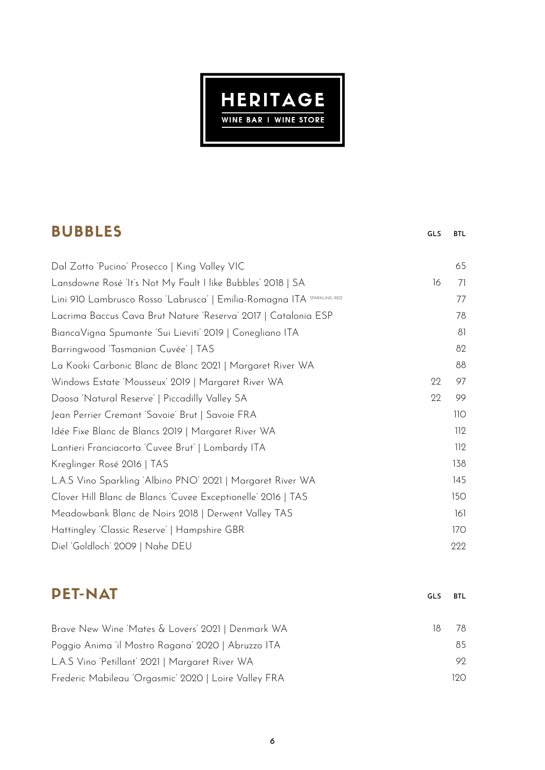HERITAGE

WINE BAR | WINE STORE

## BUBBLES

| | GLS | BTL |
|---|---|---|
| Dal Zotto 'Pucino' Prosecco \| King Valley VIC | | 65 |
| Lansdowne Rosé 'It's Not My Fault I like Bubbles' 2018 \| SA | 16 | 71 |
| Lini 910 Lambrusco Rosso 'Labrusca' \| Emilia-Romagna ITA SPARKLING RED | | 77 |
| Lacrima Baccus Cava Brut Nature 'Reserva' 2017 \| Catalonia ESP | | 78 |
| BiancaVigna Spumante 'Sui Lieviti' 2019 \| Conegliano ITA | | 81 |
| Barringwood 'Tasmanian Cuvée' \| TAS | | 82 |
| La Kooki Carbonic Blanc de Blanc 2021 \| Margaret River WA | | 88 |
| Windows Estate 'Mousseux' 2019 \| Margaret River WA | 22 | 97 |
| Daosa 'Natural Reserve' \| Piccadilly Valley SA | 22 | 99 |
| Jean Perrier Cremant 'Savoie' Brut \| Savoie FRA | | 110 |
| Idée Fixe Blanc de Blancs 2019 \| Margaret River WA | | 112 |
| Lantieri Franciacorta 'Cuvee Brut' \| Lombardy ITA | | 112 |
| Kreglinger Rosé 2016 \| TAS | | 138 |
| L.A.S Vino Sparkling 'Albino PNO' 2021 \| Margaret River WA | | 145 |
| Clover Hill Blanc de Blancs 'Cuvee Exceptionelle' 2016 \| TAS | | 150 |
| Meadowbank Blanc de Noirs 2018 \| Derwent Valley TAS | | 161 |
| Hattingley 'Classic Reserve' \| Hampshire GBR | | 170 |
| Diel 'Goldloch' 2009 \| Nahe DEU | | 222 |

## PET-NAT

| | GLS | BTL |
|---|---|---|
| Brave New Wine 'Mates & Lovers' 2021 \| Denmark WA | 18 | 78 |
| Poggio Anima 'il Mostro Ragana' 2020 \| Abruzzo ITA | | 85 |
| L.A.S Vino 'Petillant' 2021 \| Margaret River WA | | 92 |
| Frederic Mabileau 'Orgasmic' 2020 \| Loire Valley FRA | | 120 |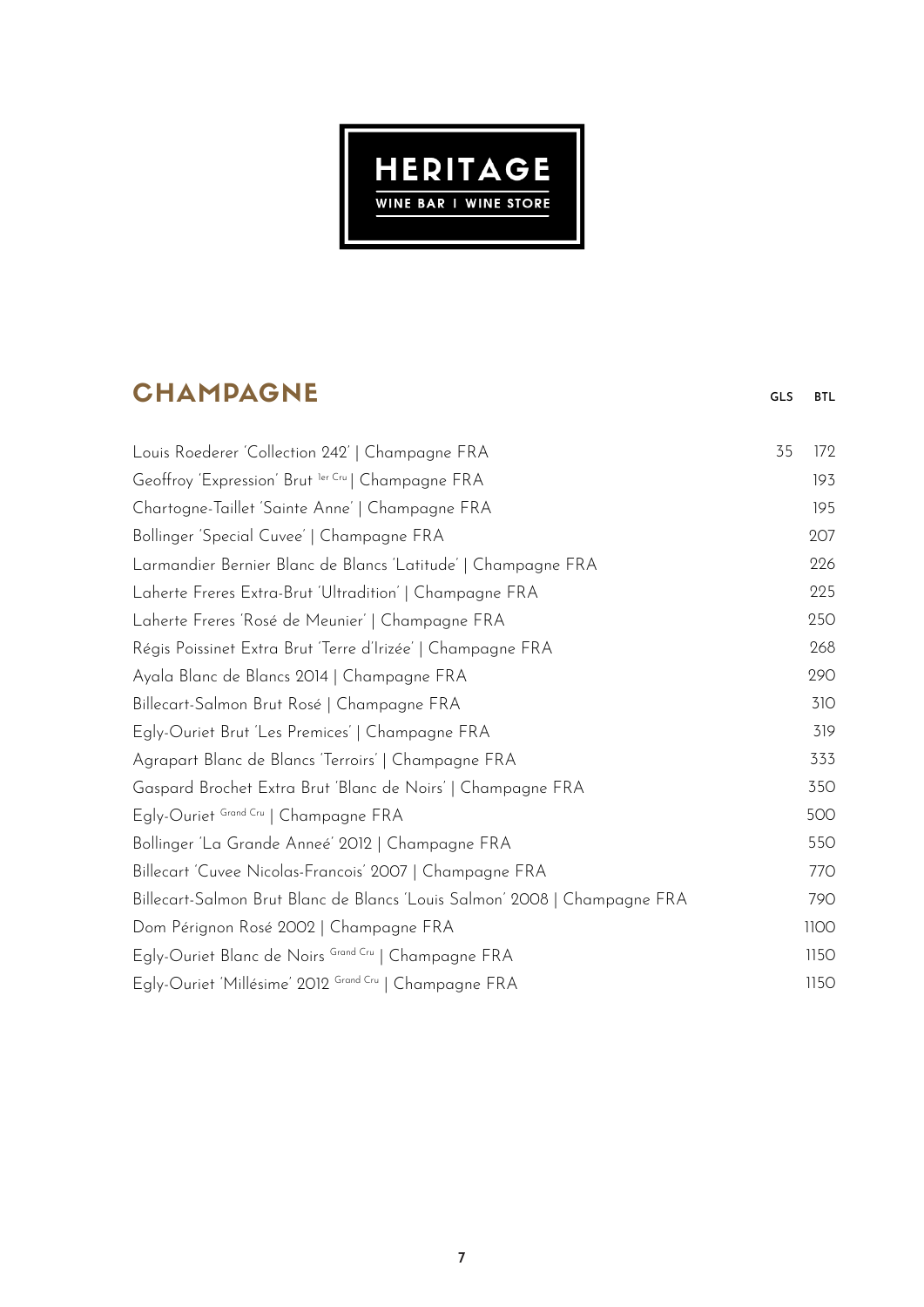HERITAGE

WINE BAR | WINE STORE

## CHAMPAGNE

| | GLS | BTL |
|---|---|---|
| Louis Roederer 'Collection 242' \| Champagne FRA | 35 | 172 |
| Geoffroy 'Expression' Brut 1er Cru \| Champagne FRA | | 193 |
| Chartogne-Taillet 'Sainte Anne' \| Champagne FRA | | 195 |
| Bollinger 'Special Cuvee' \| Champagne FRA | | 207 |
| Larmandier Bernier Blanc de Blancs 'Latitude' \| Champagne FRA | | 226 |
| Laherte Freres Extra-Brut 'Ultradition' \| Champagne FRA | | 225 |
| Laherte Freres 'Rosé de Meunier' \| Champagne FRA | | 250 |
| Régis Poissinet Extra Brut 'Terre d'Irizée' \| Champagne FRA | | 268 |
| Ayala Blanc de Blancs 2014 \| Champagne FRA | | 290 |
| Billecart-Salmon Brut Rosé \| Champagne FRA | | 310 |
| Egly-Ouriet Brut 'Les Premices' \| Champagne FRA | | 319 |
| Agrapart Blanc de Blancs 'Terroirs' \| Champagne FRA | | 333 |
| Gaspard Brochet Extra Brut 'Blanc de Noirs' \| Champagne FRA | | 350 |
| Egly-Ouriet Grand Cru \| Champagne FRA | | 500 |
| Bollinger 'La Grande Anneé' 2012 \| Champagne FRA | | 550 |
| Billecart 'Cuvee Nicolas-Francois' 2007 \| Champagne FRA | | 770 |
| Billecart-Salmon Brut Blanc de Blancs 'Louis Salmon' 2008 \| Champagne FRA | | 790 |
| Dom Pérignon Rosé 2002 \| Champagne FRA | | 1100 |
| Egly-Ouriet Blanc de Noirs Grand Cru \| Champagne FRA | | 1150 |
| Egly-Ouriet 'Millésime' 2012 Grand Cru \| Champagne FRA | | 1150 |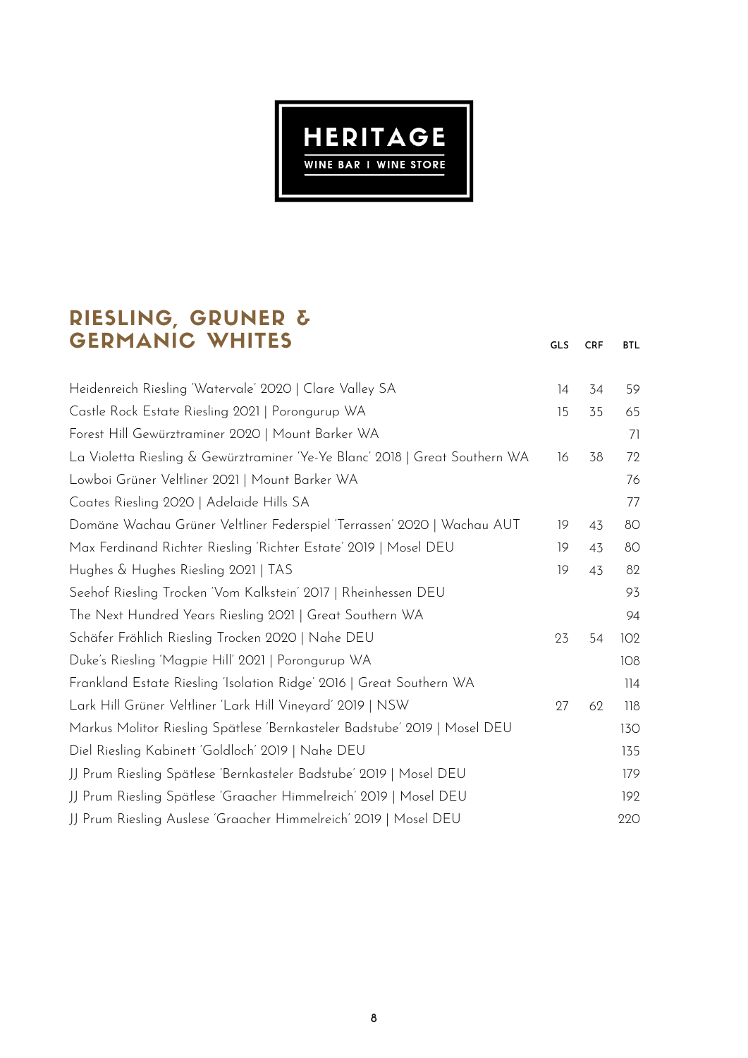HERITAGE

WINE BAR | WINE STORE

## RIESLING, GRUNER & GERMANIC WHITES

| | GLS | CRF | BTL |
|---|---|---|---|
| Heidenreich Riesling 'Watervale' 2020 \| Clare Valley SA | 14 | 34 | 59 |
| Castle Rock Estate Riesling 2021 \| Porongurup WA | 15 | 35 | 65 |
| Forest Hill Gewürztraminer 2020 \| Mount Barker WA | | | 71 |
| La Violetta Riesling & Gewürztraminer 'Ye-Ye Blanc' 2018 \| Great Southern WA | 16 | 38 | 72 |
| Lowboi Grüner Veltliner 2021 \| Mount Barker WA | | | 76 |
| Coates Riesling 2020 \| Adelaide Hills SA | | | 77 |
| Domäne Wachau Grüner Veltliner Federspiel 'Terrassen' 2020 \| Wachau AUT | 19 | 43 | 80 |
| Max Ferdinand Richter Riesling 'Richter Estate' 2019 \| Mosel DEU | 19 | 43 | 80 |
| Hughes & Hughes Riesling 2021 \| TAS | 19 | 43 | 82 |
| Seehof Riesling Trocken 'Vom Kalkstein' 2017 \| Rheinhessen DEU | | | 93 |
| The Next Hundred Years Riesling 2021 \| Great Southern WA | | | 94 |
| Schäfer Fröhlich Riesling Trocken 2020 \| Nahe DEU | 23 | 54 | 102 |
| Duke's Riesling 'Magpie Hill' 2021 \| Porongurup WA | | | 108 |
| Frankland Estate Riesling 'Isolation Ridge' 2016 \| Great Southern WA | | | 114 |
| Lark Hill Grüner Veltliner 'Lark Hill Vineyard' 2019 \| NSW | 27 | 62 | 118 |
| Markus Molitor Riesling Spätlese 'Bernkasteler Badstube' 2019 \| Mosel DEU | | | 130 |
| Diel Riesling Kabinett 'Goldloch' 2019 \| Nahe DEU | | | 135 |
| JJ Prum Riesling Spätlese 'Bernkasteler Badstube' 2019 \| Mosel DEU | | | 179 |
| JJ Prum Riesling Spätlese 'Graacher Himmelreich' 2019 \| Mosel DEU | | | 192 |
| JJ Prum Riesling Auslese 'Graacher Himmelreich' 2019 \| Mosel DEU | | | 220 |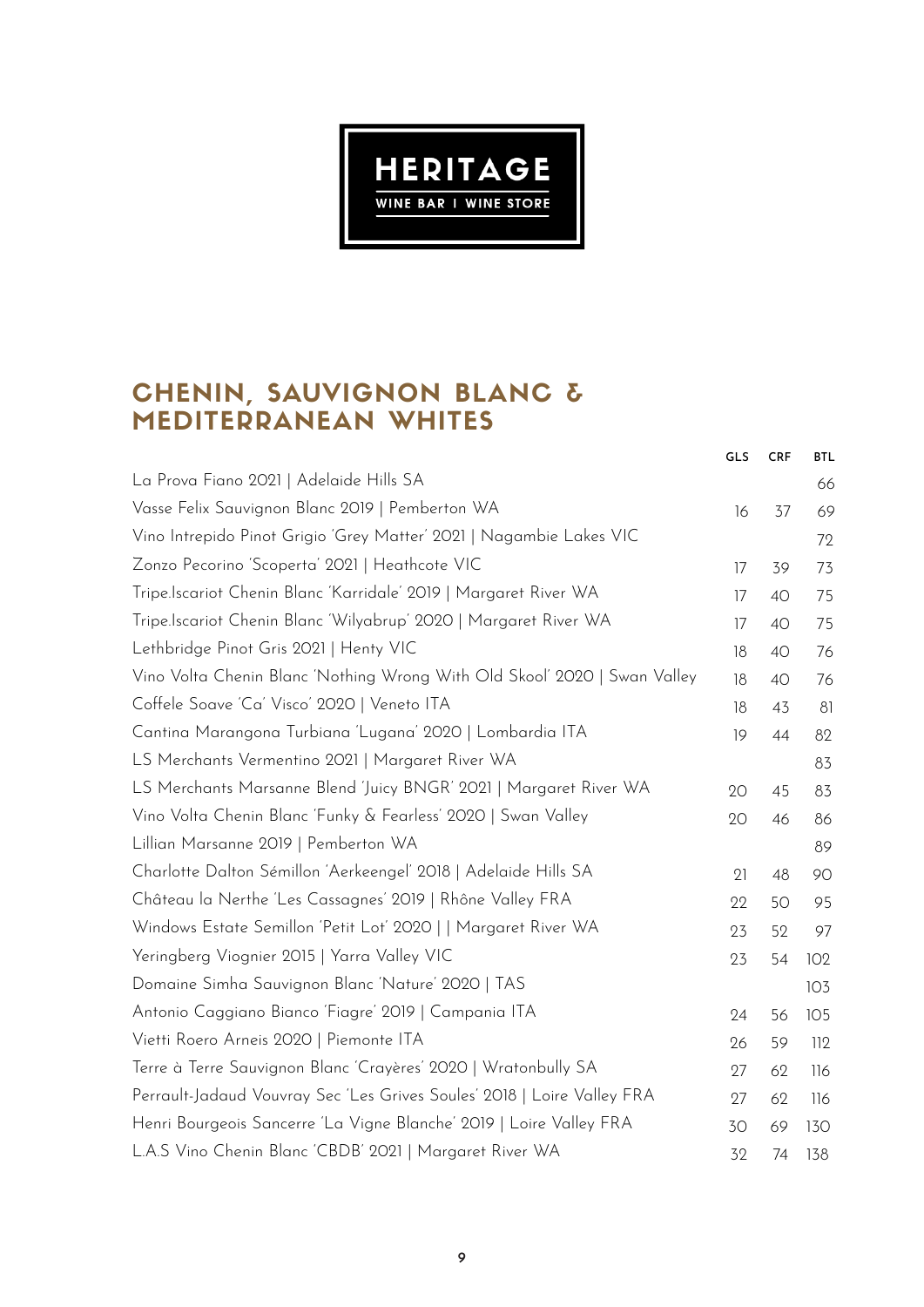HERITAGE

WINE BAR | WINE STORE

## CHENIN, SAUVIGNON BLANC & MEDITERRANEAN WHITES

| | GLS | CRF | BTL |
|---|---|---|---|
| La Prova Fiano 2021 \| Adelaide Hills SA | | | 66 |
| Vasse Felix Sauvignon Blanc 2019 \| Pemberton WA | 16 | 37 | 69 |
| Vino Intrepido Pinot Grigio 'Grey Matter' 2021 \| Nagambie Lakes VIC | | | 72 |
| Zonzo Pecorino 'Scoperta' 2021 \| Heathcote VIC | 17 | 39 | 73 |
| Tripe.Iscariot Chenin Blanc 'Karridale' 2019 \| Margaret River WA | 17 | 40 | 75 |
| Tripe.Iscariot Chenin Blanc 'Wilyabrup' 2020 \| Margaret River WA | 17 | 40 | 75 |
| Lethbridge Pinot Gris 2021 \| Henty VIC | 18 | 40 | 76 |
| Vino Volta Chenin Blanc 'Nothing Wrong With Old Skool' 2020 \| Swan Valley | 18 | 40 | 76 |
| Coffele Soave 'Ca' Visco' 2020 \| Veneto ITA | 18 | 43 | 81 |
| Cantina Marangona Turbiana 'Lugana' 2020 \| Lombardia ITA | 19 | 44 | 82 |
| LS Merchants Vermentino 2021 \| Margaret River WA | | | 83 |
| LS Merchants Marsanne Blend 'Juicy BNGR' 2021 \| Margaret River WA | 20 | 45 | 83 |
| Vino Volta Chenin Blanc 'Funky & Fearless' 2020 \| Swan Valley | 20 | 46 | 86 |
| Lillian Marsanne 2019 \| Pemberton WA | | | 89 |
| Charlotte Dalton Sémillon 'Aerkeengel' 2018 \| Adelaide Hills SA | 21 | 48 | 90 |
| Château la Nerthe 'Les Cassagnes' 2019 \| Rhône Valley FRA | 22 | 50 | 95 |
| Windows Estate Semillon 'Petit Lot' 2020 \| \| Margaret River WA | 23 | 52 | 97 |
| Yeringberg Viognier 2015 \| Yarra Valley VIC | 23 | 54 | 102 |
| Domaine Simha Sauvignon Blanc 'Nature' 2020 \| TAS | | | 103 |
| Antonio Caggiano Bianco 'Fiagre' 2019 \| Campania ITA | 24 | 56 | 105 |
| Vietti Roero Arneis 2020 \| Piemonte ITA | 26 | 59 | 112 |
| Terre à Terre Sauvignon Blanc 'Crayères' 2020 \| Wratonbully SA | 27 | 62 | 116 |
| Perrault-Jadaud Vouvray Sec 'Les Grives Soules' 2018 \| Loire Valley FRA | 27 | 62 | 116 |
| Henri Bourgeois Sancerre 'La Vigne Blanche' 2019 \| Loire Valley FRA | 30 | 69 | 130 |
| L.A.S Vino Chenin Blanc 'CBDB' 2021 \| Margaret River WA | 32 | 74 | 138 |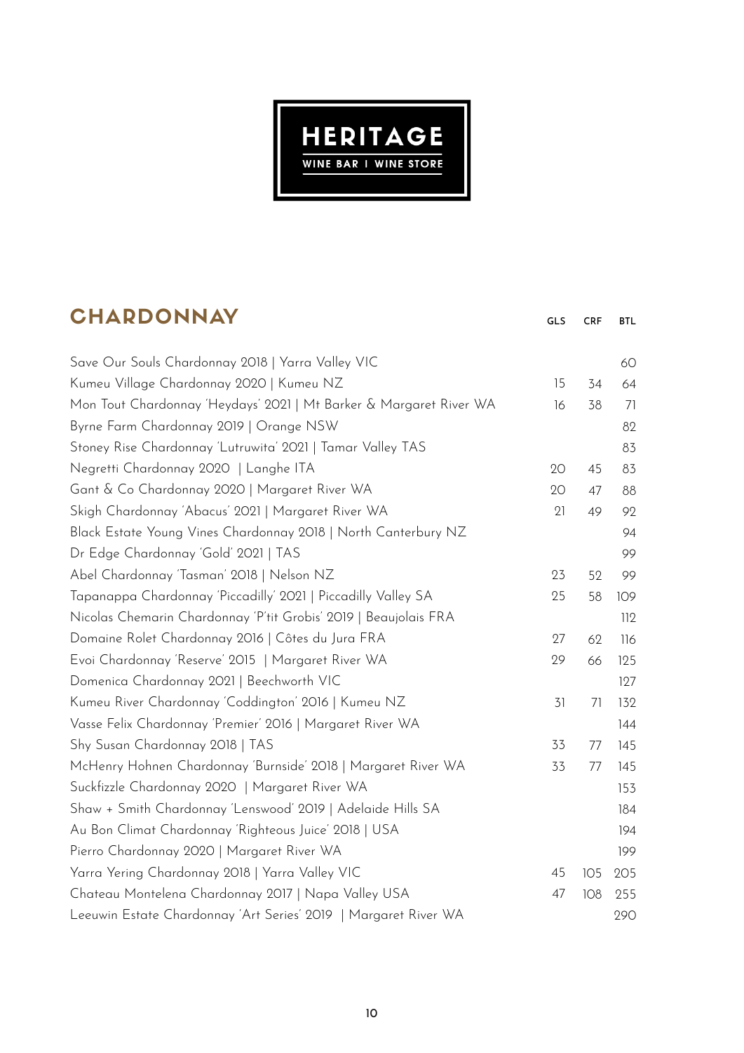# HERITAGE

WINE BAR | WINE STORE

## CHARDONNAY

| | GLS | CRF | BTL |
|---|---|---|---|
| Save Our Souls Chardonnay 2018 \| Yarra Valley VIC | | | 60 |
| Kumeu Village Chardonnay 2020 \| Kumeu NZ | 15 | 34 | 64 |
| Mon Tout Chardonnay 'Heydays' 2021 \| Mt Barker & Margaret River WA | 16 | 38 | 71 |
| Byrne Farm Chardonnay 2019 \| Orange NSW | | | 82 |
| Stoney Rise Chardonnay 'Lutruwita' 2021 \| Tamar Valley TAS | | | 83 |
| Negretti Chardonnay 2020 \| Langhe ITA | 20 | 45 | 83 |
| Gant & Co Chardonnay 2020 \| Margaret River WA | 20 | 47 | 88 |
| Skigh Chardonnay 'Abacus' 2021 \| Margaret River WA | 21 | 49 | 92 |
| Black Estate Young Vines Chardonnay 2018 \| North Canterbury NZ | | | 94 |
| Dr Edge Chardonnay 'Gold' 2021 \| TAS | | | 99 |
| Abel Chardonnay 'Tasman' 2018 \| Nelson NZ | 23 | 52 | 99 |
| Tapanappa Chardonnay 'Piccadilly' 2021 \| Piccadilly Valley SA | 25 | 58 | 109 |
| Nicolas Chemarin Chardonnay 'P'tit Grobis' 2019 \| Beaujolais FRA | | | 112 |
| Domaine Rolet Chardonnay 2016 \| Côtes du Jura FRA | 27 | 62 | 116 |
| Evoi Chardonnay 'Reserve' 2015 \| Margaret River WA | 29 | 66 | 125 |
| Domenica Chardonnay 2021 \| Beechworth VIC | | | 127 |
| Kumeu River Chardonnay 'Coddington' 2016 \| Kumeu NZ | 31 | 71 | 132 |
| Vasse Felix Chardonnay 'Premier' 2016 \| Margaret River WA | | | 144 |
| Shy Susan Chardonnay 2018 \| TAS | 33 | 77 | 145 |
| McHenry Hohnen Chardonnay 'Burnside' 2018 \| Margaret River WA | 33 | 77 | 145 |
| Suckfizzle Chardonnay 2020 \| Margaret River WA | | | 153 |
| Shaw + Smith Chardonnay 'Lenswood' 2019 \| Adelaide Hills SA | | | 184 |
| Au Bon Climat Chardonnay 'Righteous Juice' 2018 \| USA | | | 194 |
| Pierro Chardonnay 2020 \| Margaret River WA | | | 199 |
| Yarra Yering Chardonnay 2018 \| Yarra Valley VIC | 45 | 105 | 205 |
| Chateau Montelena Chardonnay 2017 \| Napa Valley USA | 47 | 108 | 255 |
| Leeuwin Estate Chardonnay 'Art Series' 2019 \| Margaret River WA | | | 290 |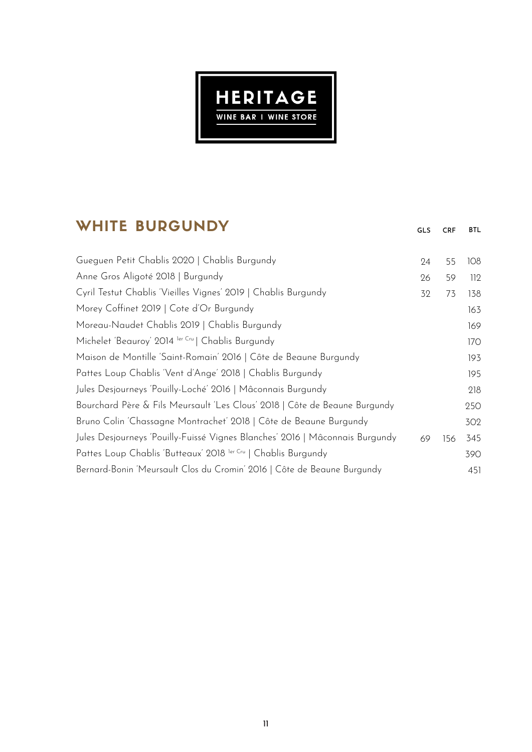HERITAGE

WINE BAR | WINE STORE

## WHITE BURGUNDY

| | GLS | CRF | BTL |
|---|---|---|---|
| Gueguen Petit Chablis 2020 \| Chablis Burgundy | 24 | 55 | 108 |
| Anne Gros Aligoté 2018 \| Burgundy | 26 | 59 | 112 |
| Cyril Testut Chablis 'Vieilles Vignes' 2019 \| Chablis Burgundy | 32 | 73 | 138 |
| Morey Coffinet 2019 \| Cote d'Or Burgundy | | | 163 |
| Moreau-Naudet Chablis 2019 \| Chablis Burgundy | | | 169 |
| Michelet 'Beauroy' 2014 1er Cru \| Chablis Burgundy | | | 170 |
| Maison de Montille 'Saint-Romain' 2016 \| Côte de Beaune Burgundy | | | 193 |
| Pattes Loup Chablis 'Vent d'Ange' 2018 \| Chablis Burgundy | | | 195 |
| Jules Desjourneys 'Pouilly-Loché' 2016 \| Mâconnais Burgundy | | | 218 |
| Bourchard Père & Fils Meursault 'Les Clous' 2018 \| Côte de Beaune Burgundy | | | 250 |
| Bruno Colin 'Chassagne Montrachet' 2018 \| Côte de Beaune Burgundy | | | 302 |
| Jules Desjourneys 'Pouilly-Fuissé Vignes Blanches' 2016 \| Mâconnais Burgundy | 69 | 156 | 345 |
| Pattes Loup Chablis 'Butteaux' 2018 1er Cru \| Chablis Burgundy | | | 390 |
| Bernard-Bonin 'Meursault Clos du Cromin' 2016 \| Côte de Beaune Burgundy | | | 451 |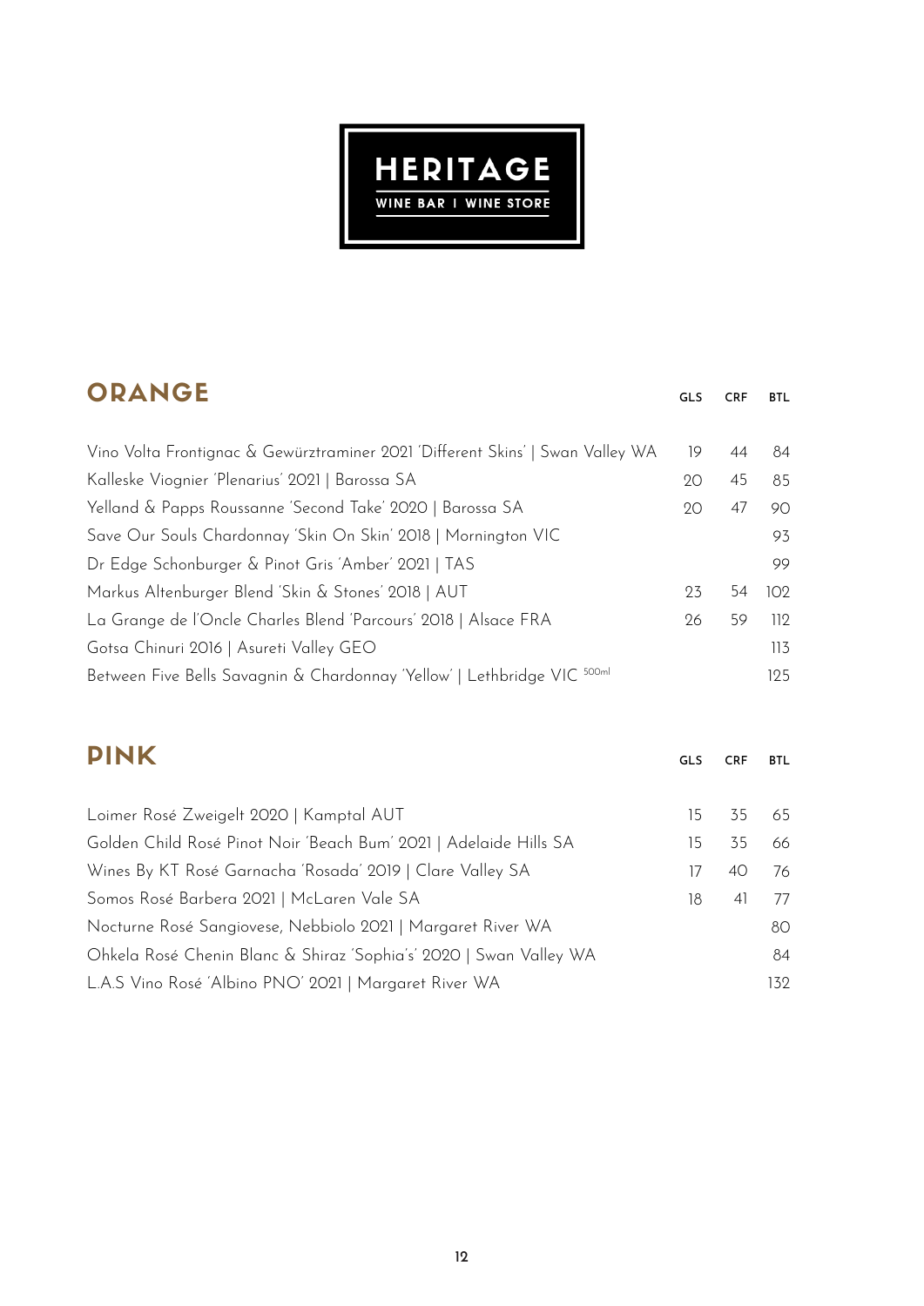# HERITAGE

WINE BAR | WINE STORE

## ORANGE

| | GLS | CRF | BTL |
|---|---|---|---|
| Vino Volta Frontignac & Gewürztraminer 2021 'Different Skins' \| Swan Valley WA | 19 | 44 | 84 |
| Kalleske Viognier 'Plenarius' 2021 \| Barossa SA | 20 | 45 | 85 |
| Yelland & Papps Roussanne 'Second Take' 2020 \| Barossa SA | 20 | 47 | 90 |
| Save Our Souls Chardonnay 'Skin On Skin' 2018 \| Mornington VIC | | | 93 |
| Dr Edge Schonburger & Pinot Gris 'Amber' 2021 \| TAS | | | 99 |
| Markus Altenburger Blend 'Skin & Stones' 2018 \| AUT | 23 | 54 | 102 |
| La Grange de l'Oncle Charles Blend 'Parcours' 2018 \| Alsace FRA | 26 | 59 | 112 |
| Gotsa Chinuri 2016 \| Asureti Valley GEO | | | 113 |
| Between Five Bells Savagnin & Chardonnay 'Yellow' \| Lethbridge VIC 500ml | | | 125 |

## PINK

| | GLS | CRF | BTL |
|---|---|---|---|
| Loimer Rosé Zweigelt 2020 \| Kamptal AUT | 15 | 35 | 65 |
| Golden Child Rosé Pinot Noir 'Beach Bum' 2021 \| Adelaide Hills SA | 15 | 35 | 66 |
| Wines By KT Rosé Garnacha 'Rosada' 2019 \| Clare Valley SA | 17 | 40 | 76 |
| Somos Rosé Barbera 2021 \| McLaren Vale SA | 18 | 41 | 77 |
| Nocturne Rosé Sangiovese, Nebbiolo 2021 \| Margaret River WA | | | 80 |
| Ohkela Rosé Chenin Blanc & Shiraz 'Sophia's' 2020 \| Swan Valley WA | | | 84 |
| L.A.S Vino Rosé 'Albino PNO' 2021 \| Margaret River WA | | | 132 |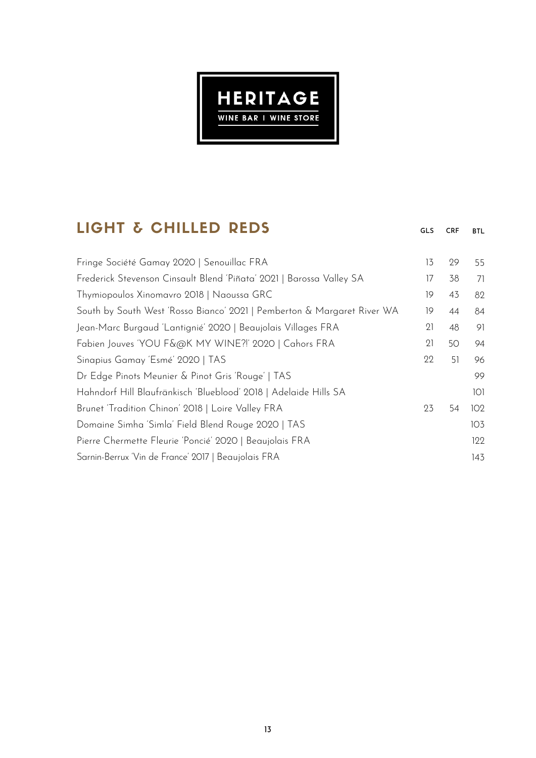HERITAGE

WINE BAR | WINE STORE

## LIGHT & CHILLED REDS

| | GLS | CRF | BTL |
|---|---|---|---|
| Fringe Société Gamay 2020 \| Senouillac FRA | 13 | 29 | 55 |
| Frederick Stevenson Cinsault Blend 'Piñata' 2021 \| Barossa Valley SA | 17 | 38 | 71 |
| Thymiopoulos Xinomavro 2018 \| Naoussa GRC | 19 | 43 | 82 |
| South by South West 'Rosso Bianco' 2021 \| Pemberton & Margaret River WA | 19 | 44 | 84 |
| Jean-Marc Burgaud 'Lantignié' 2020 \| Beaujolais Villages FRA | 21 | 48 | 91 |
| Fabien Jouves 'YOU F&@K MY WINE?!' 2020 \| Cahors FRA | 21 | 50 | 94 |
| Sinapius Gamay 'Esmé' 2020 \| TAS | 22 | 51 | 96 |
| Dr Edge Pinots Meunier & Pinot Gris 'Rouge' \| TAS | | | 99 |
| Hahndorf Hill Blaufränkisch 'Blueblood' 2018 \| Adelaide Hills SA | | | 101 |
| Brunet 'Tradition Chinon' 2018 \| Loire Valley FRA | 23 | 54 | 102 |
| Domaine Simha 'Simla' Field Blend Rouge 2020 \| TAS | | | 103 |
| Pierre Chermette Fleurie 'Poncié' 2020 \| Beaujolais FRA | | | 122 |
| Sarnin-Berrux 'Vin de France' 2017 \| Beaujolais FRA | | | 143 |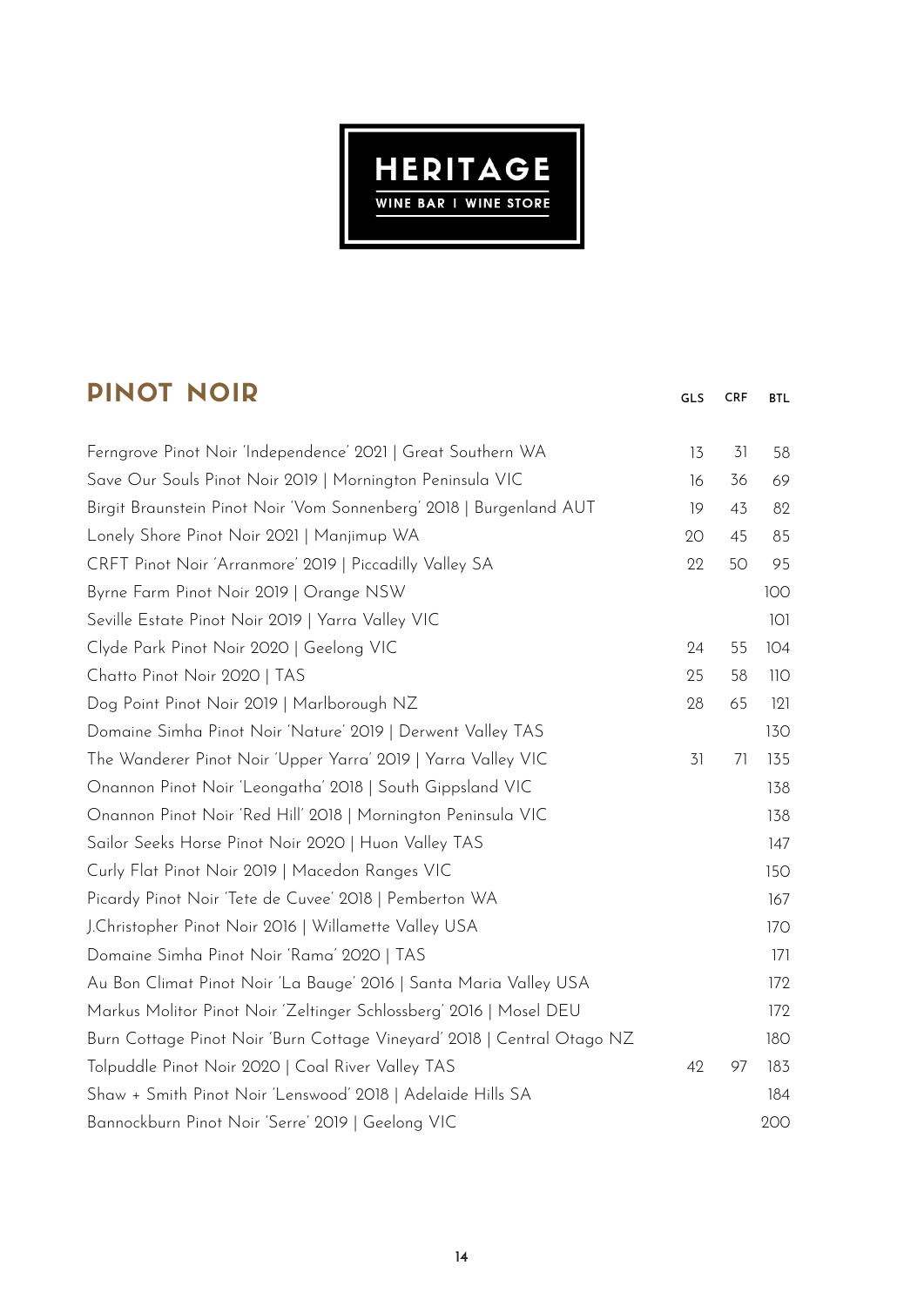# HERITAGE

WINE BAR | WINE STORE

## PINOT NOIR

| | GLS | CRF | BTL |
|---|---|---|---|
| Ferngrove Pinot Noir 'Independence' 2021 \| Great Southern WA | 13 | 31 | 58 |
| Save Our Souls Pinot Noir 2019 \| Mornington Peninsula VIC | 16 | 36 | 69 |
| Birgit Braunstein Pinot Noir 'Vom Sonnenberg' 2018 \| Burgenland AUT | 19 | 43 | 82 |
| Lonely Shore Pinot Noir 2021 \| Manjimup WA | 20 | 45 | 85 |
| CRFT Pinot Noir 'Arranmore' 2019 \| Piccadilly Valley SA | 22 | 50 | 95 |
| Byrne Farm Pinot Noir 2019 \| Orange NSW | | | 100 |
| Seville Estate Pinot Noir 2019 \| Yarra Valley VIC | | | 101 |
| Clyde Park Pinot Noir 2020 \| Geelong VIC | 24 | 55 | 104 |
| Chatto Pinot Noir 2020 \| TAS | 25 | 58 | 110 |
| Dog Point Pinot Noir 2019 \| Marlborough NZ | 28 | 65 | 121 |
| Domaine Simha Pinot Noir 'Nature' 2019 \| Derwent Valley TAS | | | 130 |
| The Wanderer Pinot Noir 'Upper Yarra' 2019 \| Yarra Valley VIC | 31 | 71 | 135 |
| Onannon Pinot Noir 'Leongatha' 2018 \| South Gippsland VIC | | | 138 |
| Onannon Pinot Noir 'Red Hill' 2018 \| Mornington Peninsula VIC | | | 138 |
| Sailor Seeks Horse Pinot Noir 2020 \| Huon Valley TAS | | | 147 |
| Curly Flat Pinot Noir 2019 \| Macedon Ranges VIC | | | 150 |
| Picardy Pinot Noir 'Tete de Cuvee' 2018 \| Pemberton WA | | | 167 |
| J.Christopher Pinot Noir 2016 \| Willamette Valley USA | | | 170 |
| Domaine Simha Pinot Noir 'Rama' 2020 \| TAS | | | 171 |
| Au Bon Climat Pinot Noir 'La Bauge' 2016 \| Santa Maria Valley USA | | | 172 |
| Markus Molitor Pinot Noir 'Zeltinger Schlossberg' 2016 \| Mosel DEU | | | 172 |
| Burn Cottage Pinot Noir 'Burn Cottage Vineyard' 2018 \| Central Otago NZ | | | 180 |
| Tolpuddle Pinot Noir 2020 \| Coal River Valley TAS | 42 | 97 | 183 |
| Shaw + Smith Pinot Noir 'Lenswood' 2018 \| Adelaide Hills SA | | | 184 |
| Bannockburn Pinot Noir 'Serre' 2019 \| Geelong VIC | | | 200 |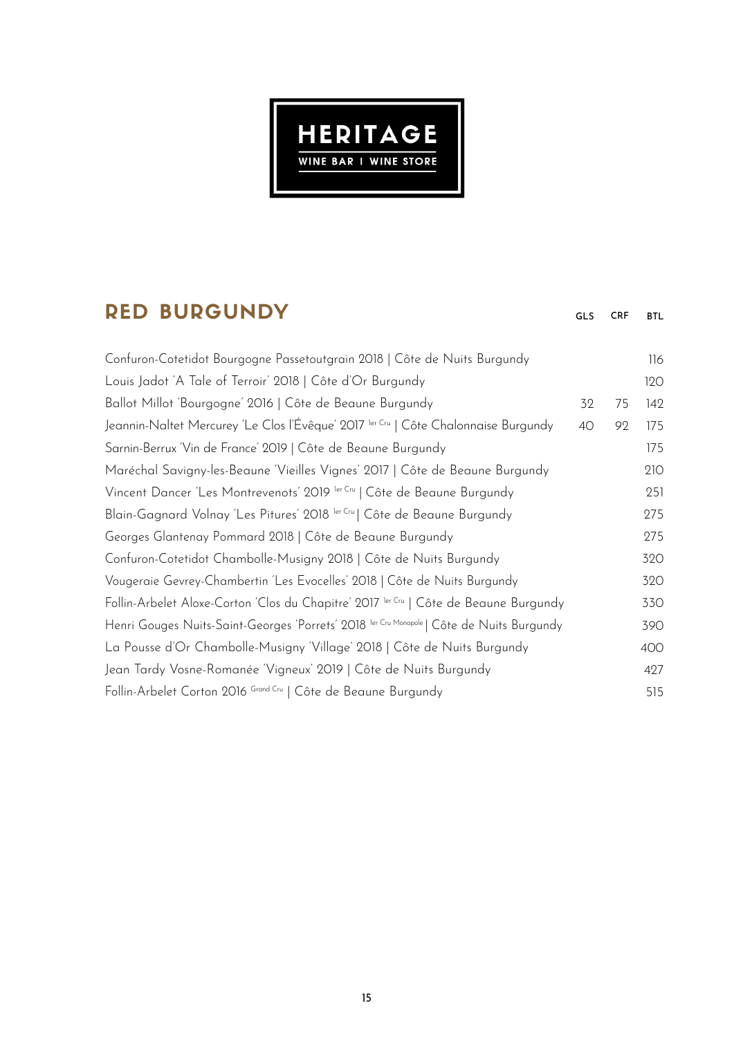HERITAGE

WINE BAR I WINE STORE

## RED BURGUNDY

| | GLS | CRF | BTL |
|---|---|---|---|
| Confuron-Cotetidot Bourgogne Passetoutgrain 2018 \| Côte de Nuits Burgundy | | | 116 |
| Louis Jadot 'A Tale of Terroir' 2018 \| Côte d'Or Burgundy | | | 120 |
| Ballot Millot 'Bourgogne' 2016 \| Côte de Beaune Burgundy | 32 | 75 | 142 |
| Jeannin-Naltet Mercurey 'Le Clos l'Évêque' 2017 1er Cru \| Côte Chalonnaise Burgundy | 40 | 92 | 175 |
| Sarnin-Berrux 'Vin de France' 2019 \| Côte de Beaune Burgundy | | | 175 |
| Maréchal Savigny-les-Beaune 'Vieilles Vignes' 2017 \| Côte de Beaune Burgundy | | | 210 |
| Vincent Dancer 'Les Montrevenots' 2019 1er Cru \| Côte de Beaune Burgundy | | | 251 |
| Blain-Gagnard Volnay 'Les Pitures' 2018 1er Cru \| Côte de Beaune Burgundy | | | 275 |
| Georges Glantenay Pommard 2018 \| Côte de Beaune Burgundy | | | 275 |
| Confuron-Cotetidot Chambolle-Musigny 2018 \| Côte de Nuits Burgundy | | | 320 |
| Vougeraie Gevrey-Chambertin 'Les Evocelles' 2018 \| Côte de Nuits Burgundy | | | 320 |
| Follin-Arbelet Aloxe-Corton 'Clos du Chapitre' 2017 1er Cru \| Côte de Beaune Burgundy | | | 330 |
| Henri Gouges Nuits-Saint-Georges 'Porrets' 2018 1er Cru Monopole \| Côte de Nuits Burgundy | | | 390 |
| La Pousse d'Or Chambolle-Musigny 'Village' 2018 \| Côte de Nuits Burgundy | | | 400 |
| Jean Tardy Vosne-Romanée 'Vigneux' 2019 \| Côte de Nuits Burgundy | | | 427 |
| Follin-Arbelet Corton 2016 Grand Cru \| Côte de Beaune Burgundy | | | 515 |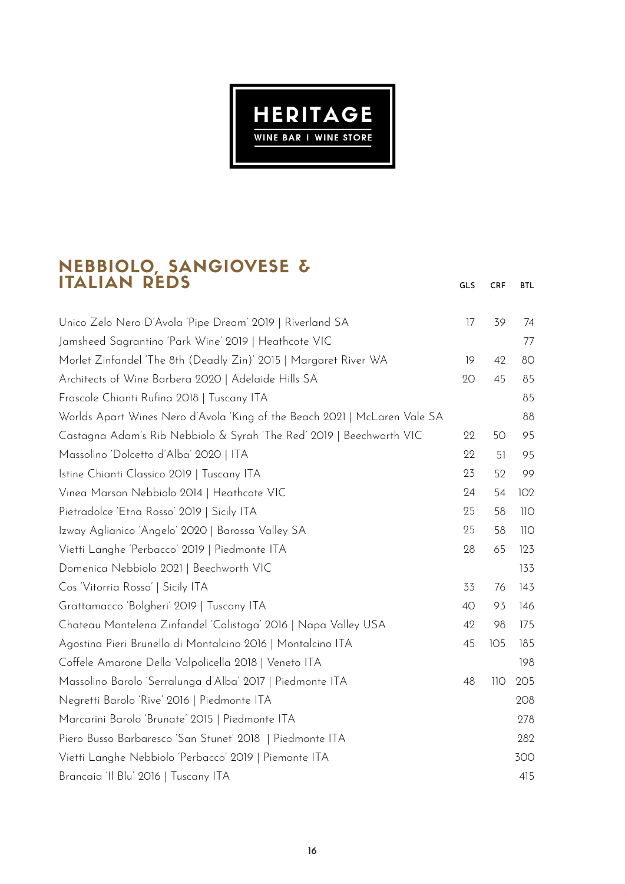HERITAGE

WINE BAR | WINE STORE

## NEBBIOLO, SANGIOVESE & ITALIAN REDS

| | GLS | CRF | BTL |
|---|---|---|---|
| Unico Zelo Nero D'Avola 'Pipe Dream' 2019 \| Riverland SA | 17 | 39 | 74 |
| Jamsheed Sagrantino 'Park Wine' 2019 \| Heathcote VIC | | | 77 |
| Morlet Zinfandel 'The 8th (Deadly Zin)' 2015 \| Margaret River WA | 19 | 42 | 80 |
| Architects of Wine Barbera 2020 \| Adelaide Hills SA | 20 | 45 | 85 |
| Frascole Chianti Rufina 2018 \| Tuscany ITA | | | 85 |
| Worlds Apart Wines Nero d'Avola 'King of the Beach 2021 \| McLaren Vale SA | | | 88 |
| Castagna Adam's Rib Nebbiolo & Syrah 'The Red' 2019 \| Beechworth VIC | 22 | 50 | 95 |
| Massolino 'Dolcetto d'Alba' 2020 \| ITA | 22 | 51 | 95 |
| Istine Chianti Classico 2019 \| Tuscany ITA | 23 | 52 | 99 |
| Vinea Marson Nebbiolo 2014 \| Heathcote VIC | 24 | 54 | 102 |
| Pietradolce 'Etna Rosso' 2019 \| Sicily ITA | 25 | 58 | 110 |
| Izway Aglianico 'Angelo' 2020 \| Barossa Valley SA | 25 | 58 | 110 |
| Vietti Langhe 'Perbacco' 2019 \| Piedmonte ITA | 28 | 65 | 123 |
| Domenica Nebbiolo 2021 \| Beechworth VIC | | | 133 |
| Cos 'Vitorria Rosso' \| Sicily ITA | 33 | 76 | 143 |
| Grattamacco 'Bolgheri' 2019 \| Tuscany ITA | 40 | 93 | 146 |
| Chateau Montelena Zinfandel 'Calistoga' 2016 \| Napa Valley USA | 42 | 98 | 175 |
| Agostina Pieri Brunello di Montalcino 2016 \| Montalcino ITA | 45 | 105 | 185 |
| Coffele Amarone Della Valpolicella 2018 \| Veneto ITA | | | 198 |
| Massolino Barolo 'Serralunga d'Alba' 2017 \| Piedmonte ITA | 48 | 110 | 205 |
| Negretti Barolo 'Rive' 2016 \| Piedmonte ITA | | | 208 |
| Marcarini Barolo 'Brunate' 2015 \| Piedmonte ITA | | | 278 |
| Piero Busso Barbaresco 'San Stunet' 2018 \| Piedmonte ITA | | | 282 |
| Vietti Langhe Nebbiolo 'Perbacco' 2019 \| Piemonte ITA | | | 300 |
| Brancaia 'Il Blu' 2016 \| Tuscany ITA | | | 415 |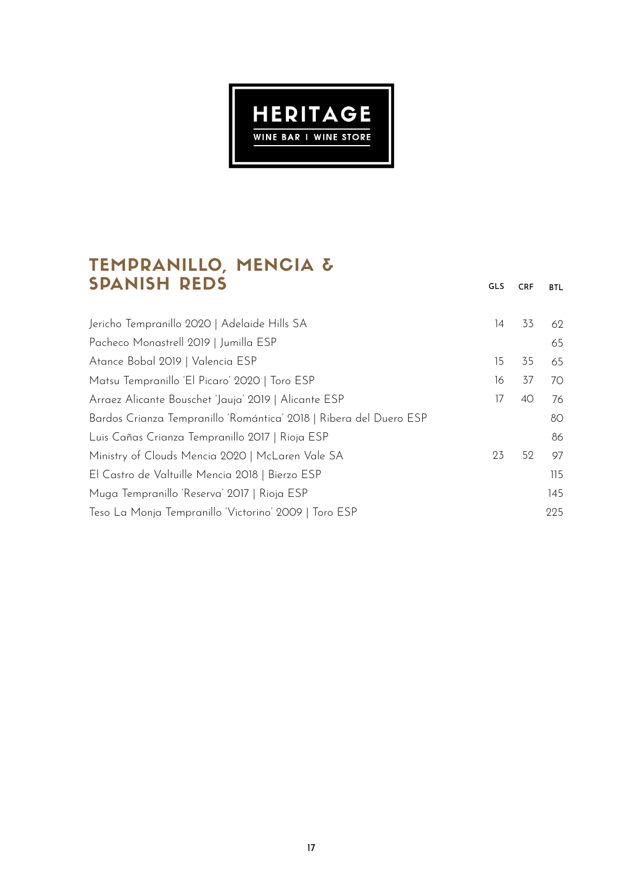# HERITAGE

WINE BAR | WINE STORE

## TEMPRANILLO, MENCIA & SPANISH REDS

| | GLS | CRF | BTL |
|---|---|---|---|
| Jericho Tempranillo 2020 \| Adelaide Hills SA | 14 | 33 | 62 |
| Pacheco Monastrell 2019 \| Jumilla ESP | | | 65 |
| Atance Bobal 2019 \| Valencia ESP | 15 | 35 | 65 |
| Matsu Tempranillo 'El Picaro' 2020 \| Toro ESP | 16 | 37 | 70 |
| Arraez Alicante Bouschet 'Jauja' 2019 \| Alicante ESP | 17 | 40 | 76 |
| Bardos Crianza Tempranillo 'Romántica' 2018 \| Ribera del Duero ESP | | | 80 |
| Luis Cañas Crianza Tempranillo 2017 \| Rioja ESP | | | 86 |
| Ministry of Clouds Mencia 2020 \| McLaren Vale SA | 23 | 52 | 97 |
| El Castro de Valtuille Mencia 2018 \| Bierzo ESP | | | 115 |
| Muga Tempranillo 'Reserva' 2017 \| Rioja ESP | | | 145 |
| Teso La Monja Tempranillo 'Victorino' 2009 \| Toro ESP | | | 225 |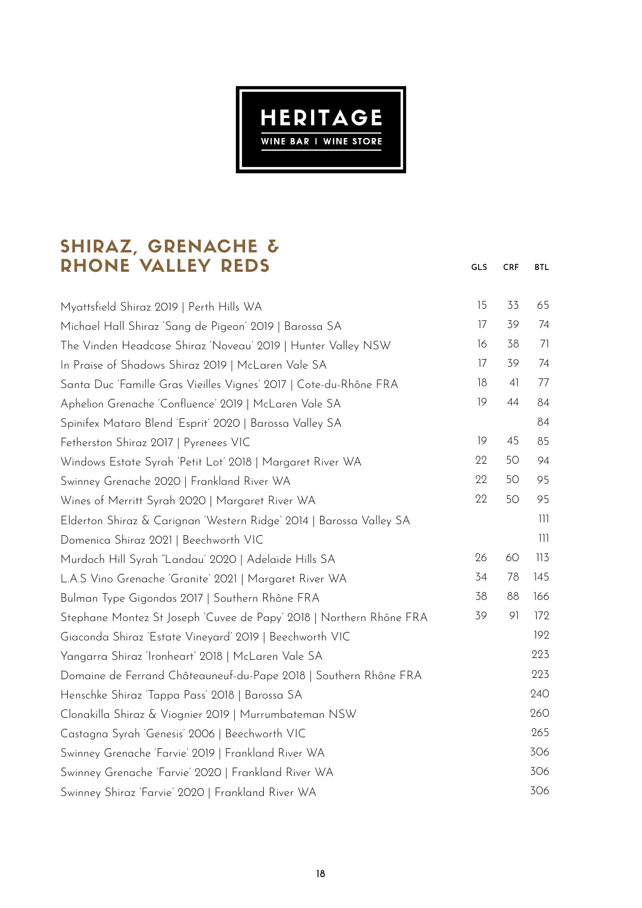HERITAGE

WINE BAR I WINE STORE

## SHIRAZ, GRENACHE & RHONE VALLEY REDS

| | GLS | CRF | BTL |
|---|---|---|---|
| Myattsfield Shiraz 2019 \| Perth Hills WA | 15 | 33 | 65 |
| Michael Hall Shiraz 'Sang de Pigeon' 2019 \| Barossa SA | 17 | 39 | 74 |
| The Vinden Headcase Shiraz 'Noveau' 2019 \| Hunter Valley NSW | 16 | 38 | 71 |
| In Praise of Shadows Shiraz 2019 \| McLaren Vale SA | 17 | 39 | 74 |
| Santa Duc 'Famille Gras Vieilles Vignes' 2017 \| Cote-du-Rhône FRA | 18 | 41 | 77 |
| Aphelion Grenache 'Confluence' 2019 \| McLaren Vale SA | 19 | 44 | 84 |
| Spinifex Mataro Blend 'Esprit' 2020 \| Barossa Valley SA | | | 84 |
| Fetherston Shiraz 2017 \| Pyrenees VIC | 19 | 45 | 85 |
| Windows Estate Syrah 'Petit Lot' 2018 \| Margaret River WA | 22 | 50 | 94 |
| Swinney Grenache 2020 \| Frankland River WA | 22 | 50 | 95 |
| Wines of Merritt Syrah 2020 \| Margaret River WA | 22 | 50 | 95 |
| Elderton Shiraz & Carignan 'Western Ridge' 2014 \| Barossa Valley SA | | | 111 |
| Domenica Shiraz 2021 \| Beechworth VIC | | | 111 |
| Murdoch Hill Syrah "Landau' 2020 \| Adelaide Hills SA | 26 | 60 | 113 |
| L.A.S Vino Grenache 'Granite' 2021 \| Margaret River WA | 34 | 78 | 145 |
| Bulman Type Gigondas 2017 \| Southern Rhône FRA | 38 | 88 | 166 |
| Stephane Montez St Joseph 'Cuvee de Papy' 2018 \| Northern Rhône FRA | 39 | 91 | 172 |
| Giaconda Shiraz 'Estate Vineyard' 2019 \| Beechworth VIC | | | 192 |
| Yangarra Shiraz 'Ironheart' 2018 \| McLaren Vale SA | | | 223 |
| Domaine de Ferrand Châteauneuf-du-Pape 2018 \| Southern Rhône FRA | | | 223 |
| Henschke Shiraz 'Tappa Pass' 2018 \| Barossa SA | | | 240 |
| Clonakilla Shiraz & Viognier 2019 \| Murrumbateman NSW | | | 260 |
| Castagna Syrah 'Genesis' 2006 \| Beechworth VIC | | | 265 |
| Swinney Grenache 'Farvie' 2019 \| Frankland River WA | | | 306 |
| Swinney Grenache 'Farvie' 2020 \| Frankland River WA | | | 306 |
| Swinney Shiraz 'Farvie' 2020 \| Frankland River WA | | | 306 |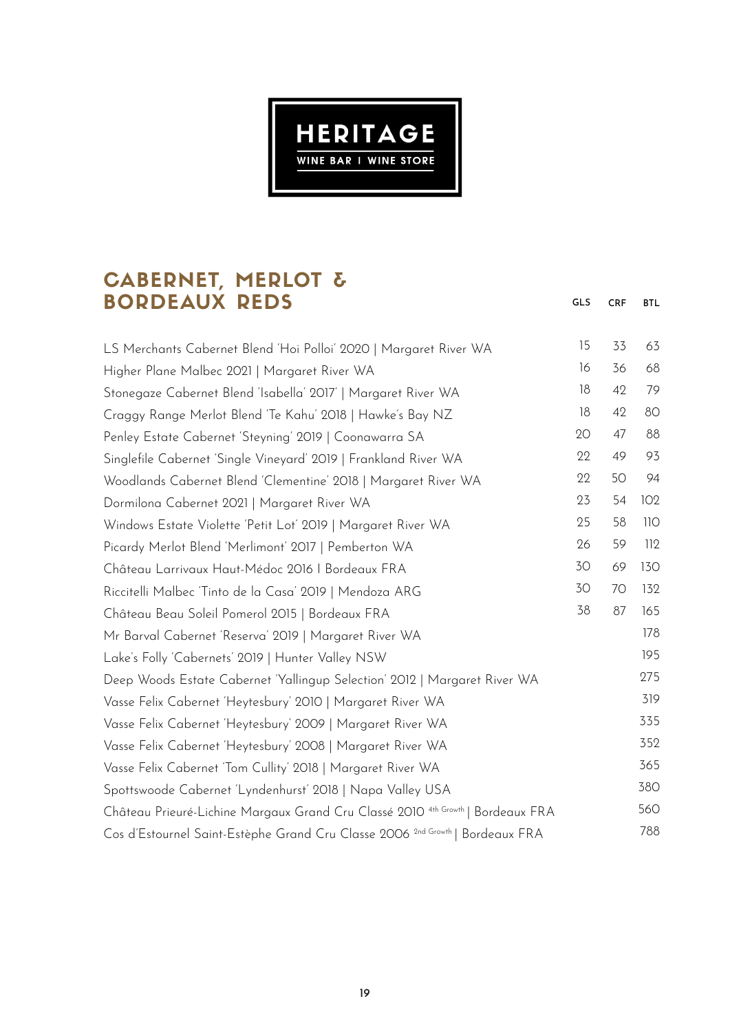HERITAGE

WINE BAR I WINE STORE

## CABERNET, MERLOT & BORDEAUX REDS

| | GLS | CRF | BTL |
|---|---|---|---|
| LS Merchants Cabernet Blend 'Hoi Polloi' 2020 \| Margaret River WA | 15 | 33 | 63 |
| Higher Plane Malbec 2021 \| Margaret River WA | 16 | 36 | 68 |
| Stonegaze Cabernet Blend 'Isabella' 2017 \| Margaret River WA | 18 | 42 | 79 |
| Craggy Range Merlot Blend 'Te Kahu' 2018 \| Hawke's Bay NZ | 18 | 42 | 80 |
| Penley Estate Cabernet 'Steyning' 2019 \| Coonawarra SA | 20 | 47 | 88 |
| Singlefile Cabernet 'Single Vineyard' 2019 \| Frankland River WA | 22 | 49 | 93 |
| Woodlands Cabernet Blend 'Clementine' 2018 \| Margaret River WA | 22 | 50 | 94 |
| Dormilona Cabernet 2021 \| Margaret River WA | 23 | 54 | 102 |
| Windows Estate Violette 'Petit Lot' 2019 \| Margaret River WA | 25 | 58 | 110 |
| Picardy Merlot Blend 'Merlimont' 2017 \| Pemberton WA | 26 | 59 | 112 |
| Château Larrivaux Haut-Médoc 2016 I Bordeaux FRA | 30 | 69 | 130 |
| Riccitelli Malbec 'Tinto de la Casa' 2019 \| Mendoza ARG | 30 | 70 | 132 |
| Château Beau Soleil Pomerol 2015 \| Bordeaux FRA | 38 | 87 | 165 |
| Mr Barval Cabernet 'Reserva' 2019 \| Margaret River WA | | | 178 |
| Lake's Folly 'Cabernets' 2019 \| Hunter Valley NSW | | | 195 |
| Deep Woods Estate Cabernet 'Yallingup Selection' 2012 \| Margaret River WA | | | 275 |
| Vasse Felix Cabernet 'Heytesbury' 2010 \| Margaret River WA | | | 319 |
| Vasse Felix Cabernet 'Heytesbury' 2009 \| Margaret River WA | | | 335 |
| Vasse Felix Cabernet 'Heytesbury' 2008 \| Margaret River WA | | | 352 |
| Vasse Felix Cabernet 'Tom Cullity' 2018 \| Margaret River WA | | | 365 |
| Spottswoode Cabernet 'Lyndenhurst' 2018 \| Napa Valley USA | | | 380 |
| Château Prieuré-Lichine Margaux Grand Cru Classé 2010 4th Growth \| Bordeaux FRA | | | 560 |
| Cos d'Estournel Saint-Estèphe Grand Cru Classe 2006 2nd Growth \| Bordeaux FRA | | | 788 |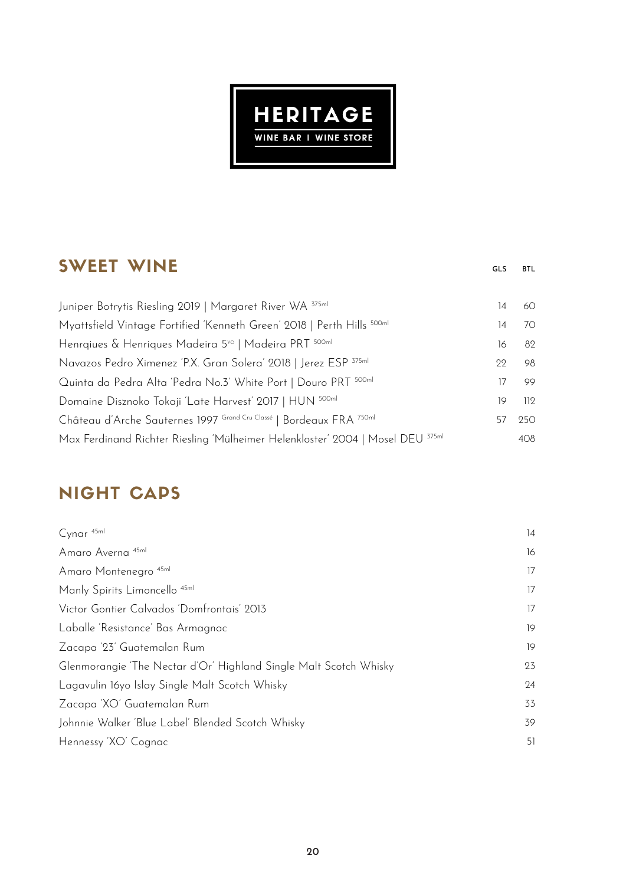# HERITAGE

WINE BAR I WINE STORE

## SWEET WINE

| | GLS | BTL |
|---|---|---|
| Juniper Botrytis Riesling 2019 \| Margaret River WA 375ml | 14 | 60 |
| Myattsfield Vintage Fortified 'Kenneth Green' 2018 \| Perth Hills 500ml | 14 | 70 |
| Henrqiues & Henriques Madeira 5YO \| Madeira PRT 500ml | 16 | 82 |
| Navazos Pedro Ximenez 'P.X. Gran Solera' 2018 \| Jerez ESP 375ml | 22 | 98 |
| Quinta da Pedra Alta 'Pedra No.3' White Port \| Douro PRT 500ml | 17 | 99 |
| Domaine Disznoko Tokaji 'Late Harvest' 2017 \| HUN 500ml | 19 | 112 |
| Château d'Arche Sauternes 1997 Grand Cru Classé \| Bordeaux FRA 750ml | 57 | 250 |
| Max Ferdinand Richter Riesling 'Mülheimer Helenkloster' 2004 \| Mosel DEU 375ml | | 408 |

## NIGHT CAPS

| | |
|---|---|
| Cynar 45ml | 14 |
| Amaro Averna 45ml | 16 |
| Amaro Montenegro 45ml | 17 |
| Manly Spirits Limoncello 45ml | 17 |
| Victor Gontier Calvados 'Domfrontais' 2013 | 17 |
| Laballe 'Resistance' Bas Armagnac | 19 |
| Zacapa '23' Guatemalan Rum | 19 |
| Glenmorangie 'The Nectar d'Or' Highland Single Malt Scotch Whisky | 23 |
| Lagavulin 16yo Islay Single Malt Scotch Whisky | 24 |
| Zacapa 'XO' Guatemalan Rum | 33 |
| Johnnie Walker 'Blue Label' Blended Scotch Whisky | 39 |
| Hennessy 'XO' Cognac | 51 |